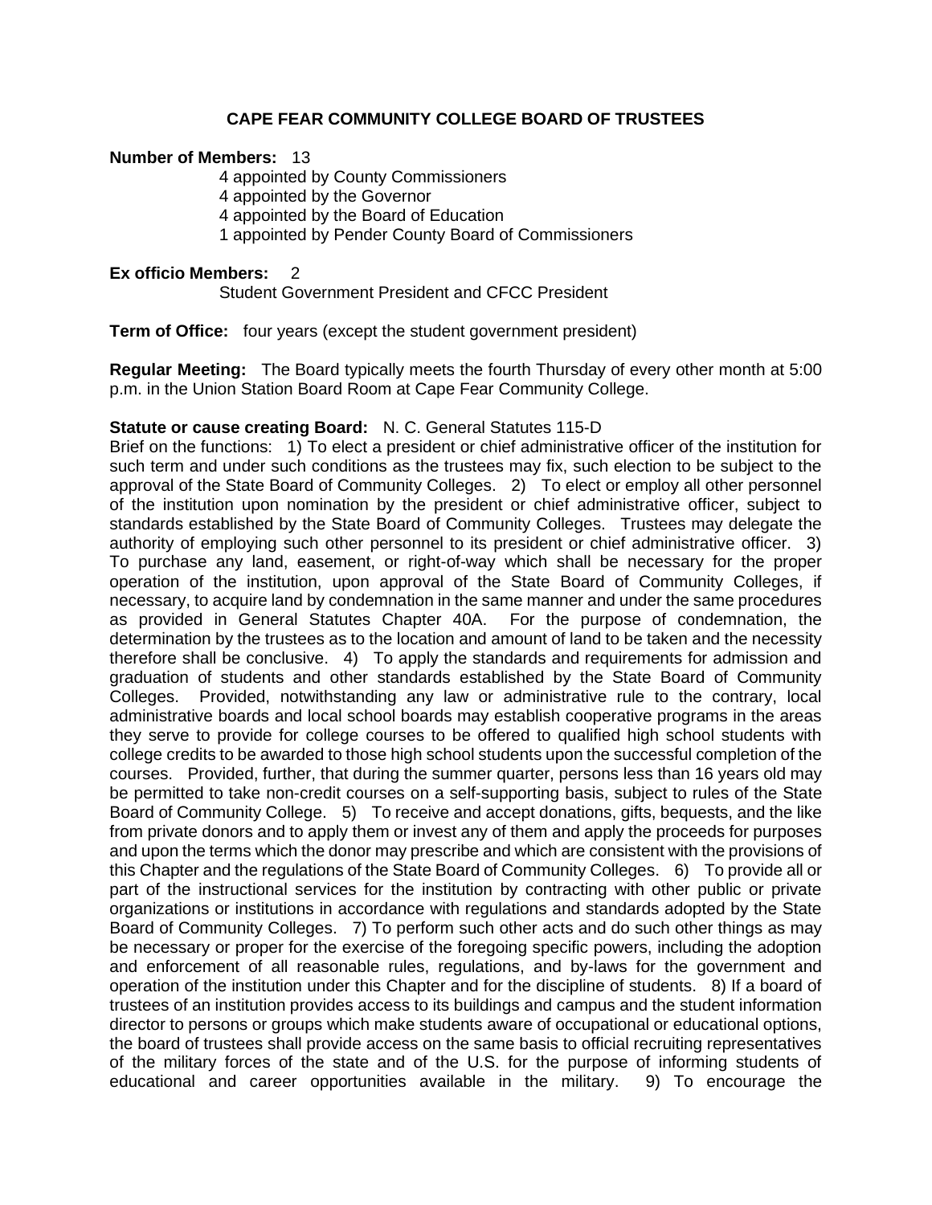# CAPE FEAR COMMUNITY COLLEGE BOARD OF TRUSTEES

**Number of Members:** 13

4 appointed by County Commissioners
4 appointed by the Governor
4 appointed by the Board of Education
1 appointed by Pender County Board of Commissioners

**Ex officio Members:** 2

Student Government President and CFCC President

**Term of Office:** four years (except the student government president)

**Regular Meeting:** The Board typically meets the fourth Thursday of every other month at 5:00 p.m. in the Union Station Board Room at Cape Fear Community College.

**Statute or cause creating Board:** N. C. General Statutes 115-D

Brief on the functions: 1) To elect a president or chief administrative officer of the institution for such term and under such conditions as the trustees may fix, such election to be subject to the approval of the State Board of Community Colleges. 2) To elect or employ all other personnel of the institution upon nomination by the president or chief administrative officer, subject to standards established by the State Board of Community Colleges. Trustees may delegate the authority of employing such other personnel to its president or chief administrative officer. 3) To purchase any land, easement, or right-of-way which shall be necessary for the proper operation of the institution, upon approval of the State Board of Community Colleges, if necessary, to acquire land by condemnation in the same manner and under the same procedures as provided in General Statutes Chapter 40A. For the purpose of condemnation, the determination by the trustees as to the location and amount of land to be taken and the necessity therefore shall be conclusive. 4) To apply the standards and requirements for admission and graduation of students and other standards established by the State Board of Community Colleges. Provided, notwithstanding any law or administrative rule to the contrary, local administrative boards and local school boards may establish cooperative programs in the areas they serve to provide for college courses to be offered to qualified high school students with college credits to be awarded to those high school students upon the successful completion of the courses. Provided, further, that during the summer quarter, persons less than 16 years old may be permitted to take non-credit courses on a self-supporting basis, subject to rules of the State Board of Community College. 5) To receive and accept donations, gifts, bequests, and the like from private donors and to apply them or invest any of them and apply the proceeds for purposes and upon the terms which the donor may prescribe and which are consistent with the provisions of this Chapter and the regulations of the State Board of Community Colleges. 6) To provide all or part of the instructional services for the institution by contracting with other public or private organizations or institutions in accordance with regulations and standards adopted by the State Board of Community Colleges. 7) To perform such other acts and do such other things as may be necessary or proper for the exercise of the foregoing specific powers, including the adoption and enforcement of all reasonable rules, regulations, and by-laws for the government and operation of the institution under this Chapter and for the discipline of students. 8) If a board of trustees of an institution provides access to its buildings and campus and the student information director to persons or groups which make students aware of occupational or educational options, the board of trustees shall provide access on the same basis to official recruiting representatives of the military forces of the state and of the U.S. for the purpose of informing students of educational and career opportunities available in the military. 9) To encourage the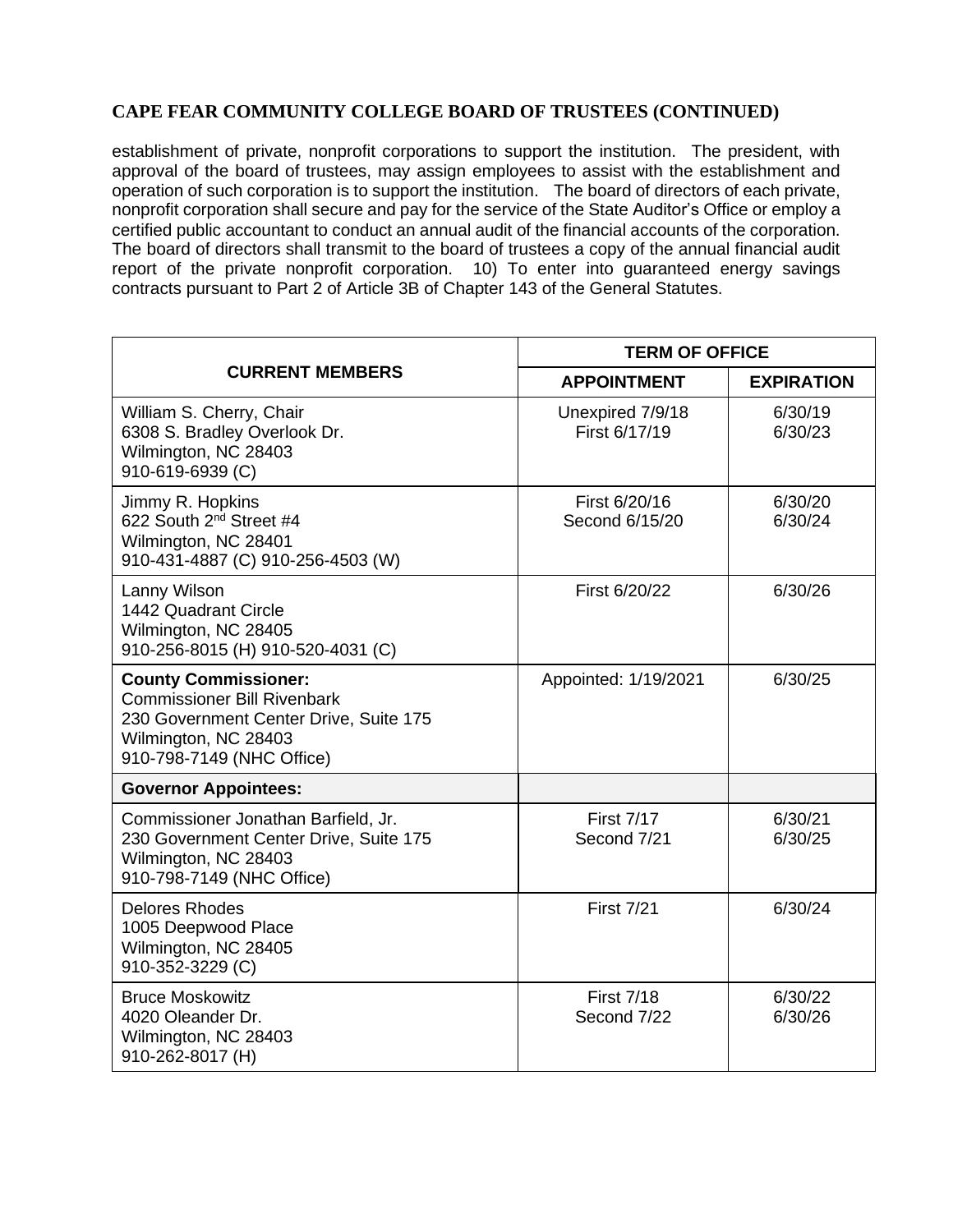## CAPE FEAR COMMUNITY COLLEGE BOARD OF TRUSTEES (CONTINUED)

establishment of private, nonprofit corporations to support the institution. The president, with approval of the board of trustees, may assign employees to assist with the establishment and operation of such corporation is to support the institution. The board of directors of each private, nonprofit corporation shall secure and pay for the service of the State Auditor's Office or employ a certified public accountant to conduct an annual audit of the financial accounts of the corporation. The board of directors shall transmit to the board of trustees a copy of the annual financial audit report of the private nonprofit corporation. 10) To enter into guaranteed energy savings contracts pursuant to Part 2 of Article 3B of Chapter 143 of the General Statutes.

| CURRENT MEMBERS | TERM OF OFFICE | |
|---|---|---|
| | APPOINTMENT | EXPIRATION |
| William S. Cherry, Chair<br>6308 S. Bradley Overlook Dr.<br>Wilmington, NC 28403<br>910-619-6939 (C) | Unexpired 7/9/18<br>First 6/17/19 | 6/30/19<br>6/30/23 |
| Jimmy R. Hopkins<br>622 South 2nd Street #4<br>Wilmington, NC 28401<br>910-431-4887 (C) 910-256-4503 (W) | First 6/20/16<br>Second 6/15/20 | 6/30/20<br>6/30/24 |
| Lanny Wilson<br>1442 Quadrant Circle<br>Wilmington, NC 28405<br>910-256-8015 (H) 910-520-4031 (C) | First 6/20/22 | 6/30/26 |
| **County Commissioner:**<br>Commissioner Bill Rivenbark<br>230 Government Center Drive, Suite 175<br>Wilmington, NC 28403<br>910-798-7149 (NHC Office) | Appointed: 1/19/2021 | 6/30/25 |
| **Governor Appointees:** | | |
| Commissioner Jonathan Barfield, Jr.<br>230 Government Center Drive, Suite 175<br>Wilmington, NC 28403<br>910-798-7149 (NHC Office) | First 7/17<br>Second 7/21 | 6/30/21<br>6/30/25 |
| Delores Rhodes<br>1005 Deepwood Place<br>Wilmington, NC 28405<br>910-352-3229 (C) | First 7/21 | 6/30/24 |
| Bruce Moskowitz<br>4020 Oleander Dr.<br>Wilmington, NC 28403<br>910-262-8017 (H) | First 7/18<br>Second 7/22 | 6/30/22<br>6/30/26 |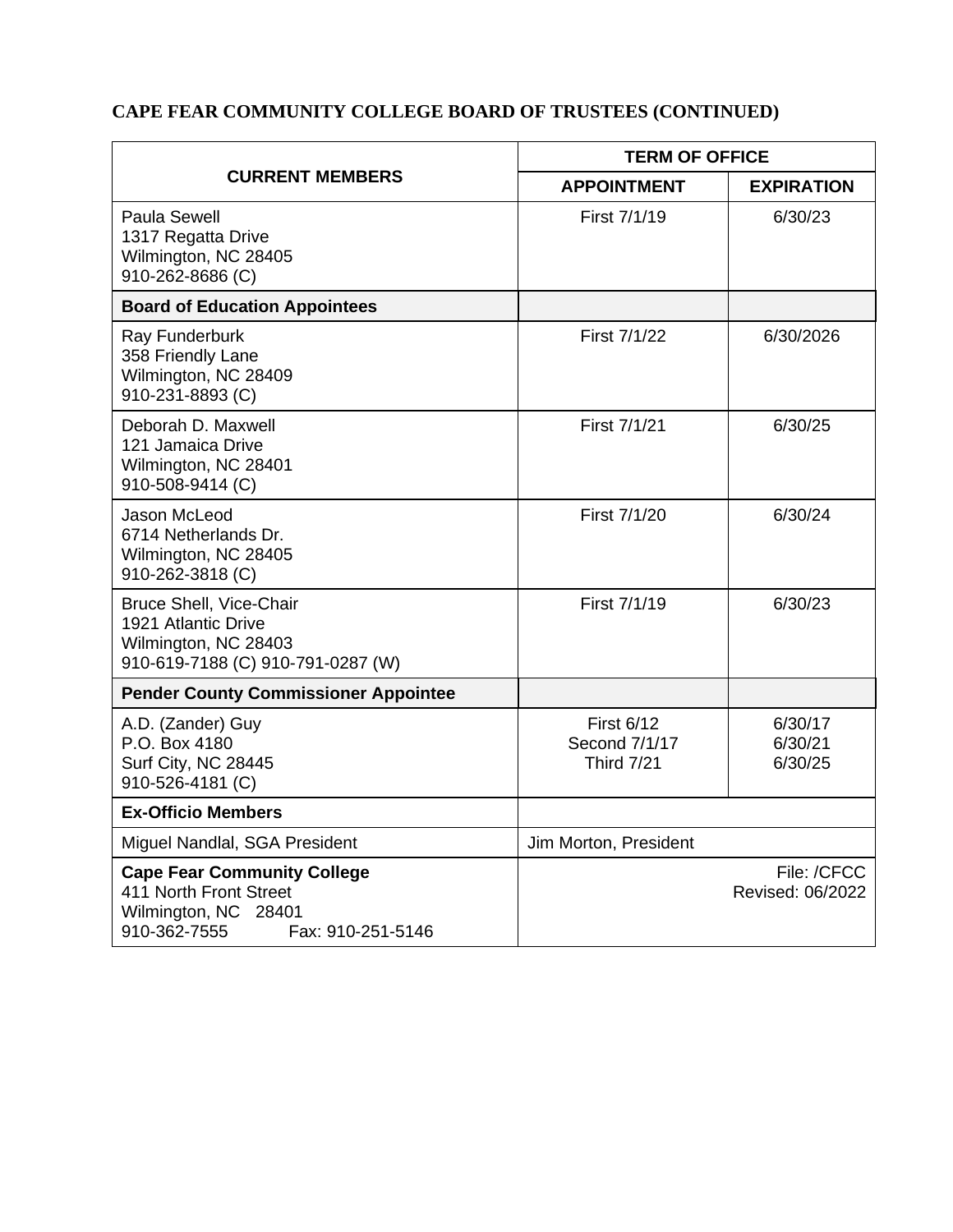**CAPE FEAR COMMUNITY COLLEGE BOARD OF TRUSTEES (CONTINUED)**

| CURRENT MEMBERS | TERM OF OFFICE | |
|---|---|---|
| | APPOINTMENT | EXPIRATION |
| Paula Sewell<br>1317 Regatta Drive<br>Wilmington, NC 28405<br>910-262-8686 (C) | First 7/1/19 | 6/30/23 |
| **Board of Education Appointees** | | |
| Ray Funderburk<br>358 Friendly Lane<br>Wilmington, NC 28409<br>910-231-8893 (C) | First 7/1/22 | 6/30/2026 |
| Deborah D. Maxwell<br>121 Jamaica Drive<br>Wilmington, NC 28401<br>910-508-9414 (C) | First 7/1/21 | 6/30/25 |
| Jason McLeod<br>6714 Netherlands Dr.<br>Wilmington, NC 28405<br>910-262-3818 (C) | First 7/1/20 | 6/30/24 |
| Bruce Shell, Vice-Chair<br>1921 Atlantic Drive<br>Wilmington, NC 28403<br>910-619-7188 (C) 910-791-0287 (W) | First 7/1/19 | 6/30/23 |
| **Pender County Commissioner Appointee** | | |
| A.D. (Zander) Guy<br>P.O. Box 4180<br>Surf City, NC 28445<br>910-526-4181 (C) | First 6/12<br>Second 7/1/17<br>Third 7/21 | 6/30/17<br>6/30/21<br>6/30/25 |
| **Ex-Officio Members** | | |
| Miguel Nandlal, SGA President | Jim Morton, President | |
| **Cape Fear Community College**<br>411 North Front Street<br>Wilmington, NC 28401<br>910-362-7555 Fax: 910-251-5146 | File: /CFCC<br>Revised: 06/2022 | |